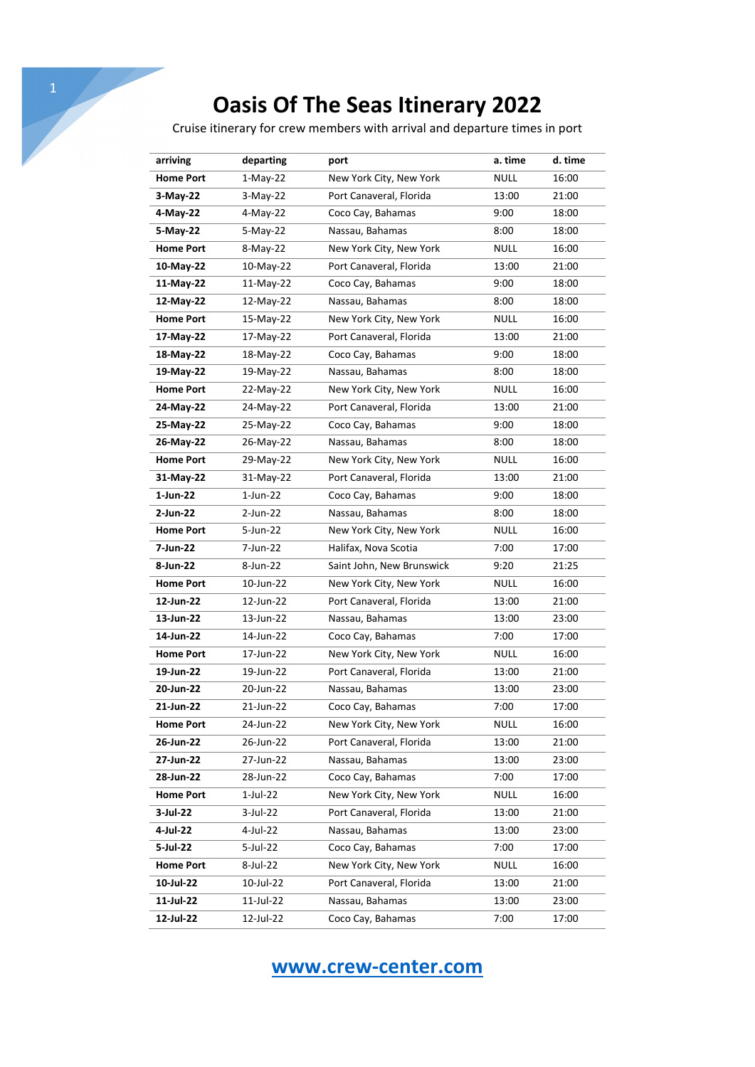# Oasis Of The Seas Itinerary 2022

Cruise itinerary for crew members with arrival and departure times in port

| arriving | departing | port | a. time | d. time |
|---|---|---|---|---|
| **Home Port** | 1-May-22 | New York City, New York | NULL | 16:00 |
| **3-May-22** | 3-May-22 | Port Canaveral, Florida | 13:00 | 21:00 |
| **4-May-22** | 4-May-22 | Coco Cay, Bahamas | 9:00 | 18:00 |
| **5-May-22** | 5-May-22 | Nassau, Bahamas | 8:00 | 18:00 |
| **Home Port** | 8-May-22 | New York City, New York | NULL | 16:00 |
| **10-May-22** | 10-May-22 | Port Canaveral, Florida | 13:00 | 21:00 |
| **11-May-22** | 11-May-22 | Coco Cay, Bahamas | 9:00 | 18:00 |
| **12-May-22** | 12-May-22 | Nassau, Bahamas | 8:00 | 18:00 |
| **Home Port** | 15-May-22 | New York City, New York | NULL | 16:00 |
| **17-May-22** | 17-May-22 | Port Canaveral, Florida | 13:00 | 21:00 |
| **18-May-22** | 18-May-22 | Coco Cay, Bahamas | 9:00 | 18:00 |
| **19-May-22** | 19-May-22 | Nassau, Bahamas | 8:00 | 18:00 |
| **Home Port** | 22-May-22 | New York City, New York | NULL | 16:00 |
| **24-May-22** | 24-May-22 | Port Canaveral, Florida | 13:00 | 21:00 |
| **25-May-22** | 25-May-22 | Coco Cay, Bahamas | 9:00 | 18:00 |
| **26-May-22** | 26-May-22 | Nassau, Bahamas | 8:00 | 18:00 |
| **Home Port** | 29-May-22 | New York City, New York | NULL | 16:00 |
| **31-May-22** | 31-May-22 | Port Canaveral, Florida | 13:00 | 21:00 |
| **1-Jun-22** | 1-Jun-22 | Coco Cay, Bahamas | 9:00 | 18:00 |
| **2-Jun-22** | 2-Jun-22 | Nassau, Bahamas | 8:00 | 18:00 |
| **Home Port** | 5-Jun-22 | New York City, New York | NULL | 16:00 |
| **7-Jun-22** | 7-Jun-22 | Halifax, Nova Scotia | 7:00 | 17:00 |
| **8-Jun-22** | 8-Jun-22 | Saint John, New Brunswick | 9:20 | 21:25 |
| **Home Port** | 10-Jun-22 | New York City, New York | NULL | 16:00 |
| **12-Jun-22** | 12-Jun-22 | Port Canaveral, Florida | 13:00 | 21:00 |
| **13-Jun-22** | 13-Jun-22 | Nassau, Bahamas | 13:00 | 23:00 |
| **14-Jun-22** | 14-Jun-22 | Coco Cay, Bahamas | 7:00 | 17:00 |
| **Home Port** | 17-Jun-22 | New York City, New York | NULL | 16:00 |
| **19-Jun-22** | 19-Jun-22 | Port Canaveral, Florida | 13:00 | 21:00 |
| **20-Jun-22** | 20-Jun-22 | Nassau, Bahamas | 13:00 | 23:00 |
| **21-Jun-22** | 21-Jun-22 | Coco Cay, Bahamas | 7:00 | 17:00 |
| **Home Port** | 24-Jun-22 | New York City, New York | NULL | 16:00 |
| **26-Jun-22** | 26-Jun-22 | Port Canaveral, Florida | 13:00 | 21:00 |
| **27-Jun-22** | 27-Jun-22 | Nassau, Bahamas | 13:00 | 23:00 |
| **28-Jun-22** | 28-Jun-22 | Coco Cay, Bahamas | 7:00 | 17:00 |
| **Home Port** | 1-Jul-22 | New York City, New York | NULL | 16:00 |
| **3-Jul-22** | 3-Jul-22 | Port Canaveral, Florida | 13:00 | 21:00 |
| **4-Jul-22** | 4-Jul-22 | Nassau, Bahamas | 13:00 | 23:00 |
| **5-Jul-22** | 5-Jul-22 | Coco Cay, Bahamas | 7:00 | 17:00 |
| **Home Port** | 8-Jul-22 | New York City, New York | NULL | 16:00 |
| **10-Jul-22** | 10-Jul-22 | Port Canaveral, Florida | 13:00 | 21:00 |
| **11-Jul-22** | 11-Jul-22 | Nassau, Bahamas | 13:00 | 23:00 |
| **12-Jul-22** | 12-Jul-22 | Coco Cay, Bahamas | 7:00 | 17:00 |

[www.crew-center.com](http://www.crew-center.com)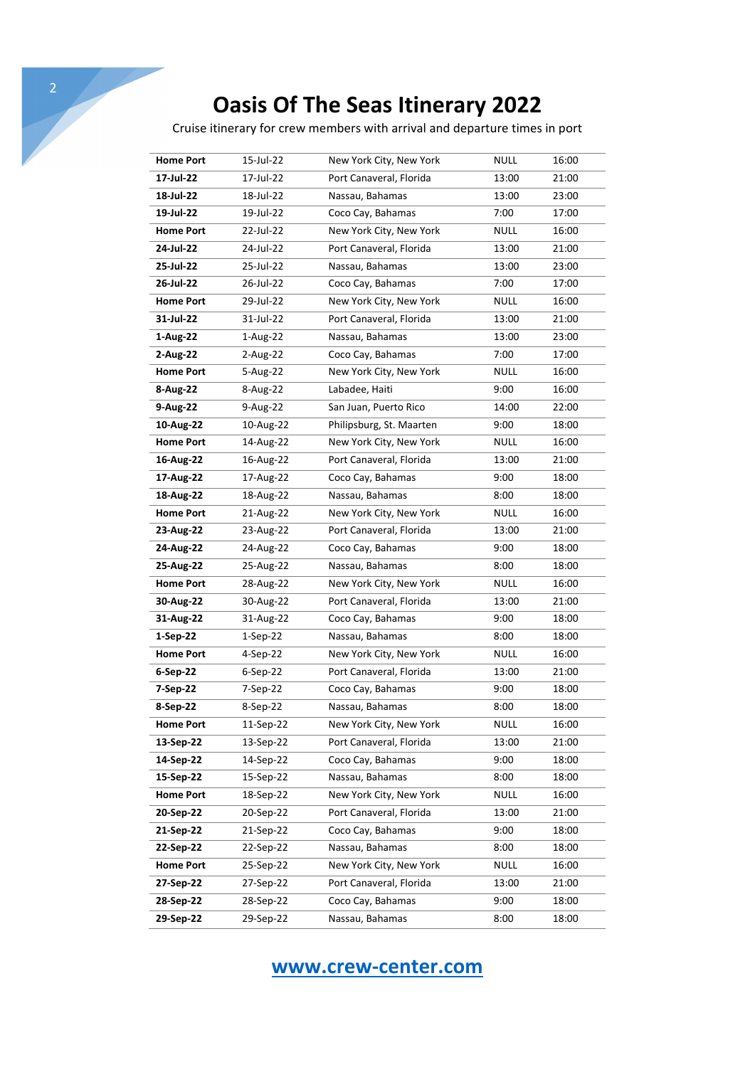# Oasis Of The Seas Itinerary 2022

Cruise itinerary for crew members with arrival and departure times in port

| **Home Port** | 15-Jul-22 | New York City, New York | NULL | 16:00 |
|---|---|---|---|---|
| **17-Jul-22** | 17-Jul-22 | Port Canaveral, Florida | 13:00 | 21:00 |
| **18-Jul-22** | 18-Jul-22 | Nassau, Bahamas | 13:00 | 23:00 |
| **19-Jul-22** | 19-Jul-22 | Coco Cay, Bahamas | 7:00 | 17:00 |
| **Home Port** | 22-Jul-22 | New York City, New York | NULL | 16:00 |
| **24-Jul-22** | 24-Jul-22 | Port Canaveral, Florida | 13:00 | 21:00 |
| **25-Jul-22** | 25-Jul-22 | Nassau, Bahamas | 13:00 | 23:00 |
| **26-Jul-22** | 26-Jul-22 | Coco Cay, Bahamas | 7:00 | 17:00 |
| **Home Port** | 29-Jul-22 | New York City, New York | NULL | 16:00 |
| **31-Jul-22** | 31-Jul-22 | Port Canaveral, Florida | 13:00 | 21:00 |
| **1-Aug-22** | 1-Aug-22 | Nassau, Bahamas | 13:00 | 23:00 |
| **2-Aug-22** | 2-Aug-22 | Coco Cay, Bahamas | 7:00 | 17:00 |
| **Home Port** | 5-Aug-22 | New York City, New York | NULL | 16:00 |
| **8-Aug-22** | 8-Aug-22 | Labadee, Haiti | 9:00 | 16:00 |
| **9-Aug-22** | 9-Aug-22 | San Juan, Puerto Rico | 14:00 | 22:00 |
| **10-Aug-22** | 10-Aug-22 | Philipsburg, St. Maarten | 9:00 | 18:00 |
| **Home Port** | 14-Aug-22 | New York City, New York | NULL | 16:00 |
| **16-Aug-22** | 16-Aug-22 | Port Canaveral, Florida | 13:00 | 21:00 |
| **17-Aug-22** | 17-Aug-22 | Coco Cay, Bahamas | 9:00 | 18:00 |
| **18-Aug-22** | 18-Aug-22 | Nassau, Bahamas | 8:00 | 18:00 |
| **Home Port** | 21-Aug-22 | New York City, New York | NULL | 16:00 |
| **23-Aug-22** | 23-Aug-22 | Port Canaveral, Florida | 13:00 | 21:00 |
| **24-Aug-22** | 24-Aug-22 | Coco Cay, Bahamas | 9:00 | 18:00 |
| **25-Aug-22** | 25-Aug-22 | Nassau, Bahamas | 8:00 | 18:00 |
| **Home Port** | 28-Aug-22 | New York City, New York | NULL | 16:00 |
| **30-Aug-22** | 30-Aug-22 | Port Canaveral, Florida | 13:00 | 21:00 |
| **31-Aug-22** | 31-Aug-22 | Coco Cay, Bahamas | 9:00 | 18:00 |
| **1-Sep-22** | 1-Sep-22 | Nassau, Bahamas | 8:00 | 18:00 |
| **Home Port** | 4-Sep-22 | New York City, New York | NULL | 16:00 |
| **6-Sep-22** | 6-Sep-22 | Port Canaveral, Florida | 13:00 | 21:00 |
| **7-Sep-22** | 7-Sep-22 | Coco Cay, Bahamas | 9:00 | 18:00 |
| **8-Sep-22** | 8-Sep-22 | Nassau, Bahamas | 8:00 | 18:00 |
| **Home Port** | 11-Sep-22 | New York City, New York | NULL | 16:00 |
| **13-Sep-22** | 13-Sep-22 | Port Canaveral, Florida | 13:00 | 21:00 |
| **14-Sep-22** | 14-Sep-22 | Coco Cay, Bahamas | 9:00 | 18:00 |
| **15-Sep-22** | 15-Sep-22 | Nassau, Bahamas | 8:00 | 18:00 |
| **Home Port** | 18-Sep-22 | New York City, New York | NULL | 16:00 |
| **20-Sep-22** | 20-Sep-22 | Port Canaveral, Florida | 13:00 | 21:00 |
| **21-Sep-22** | 21-Sep-22 | Coco Cay, Bahamas | 9:00 | 18:00 |
| **22-Sep-22** | 22-Sep-22 | Nassau, Bahamas | 8:00 | 18:00 |
| **Home Port** | 25-Sep-22 | New York City, New York | NULL | 16:00 |
| **27-Sep-22** | 27-Sep-22 | Port Canaveral, Florida | 13:00 | 21:00 |
| **28-Sep-22** | 28-Sep-22 | Coco Cay, Bahamas | 9:00 | 18:00 |
| **29-Sep-22** | 29-Sep-22 | Nassau, Bahamas | 8:00 | 18:00 |

**www.crew-center.com**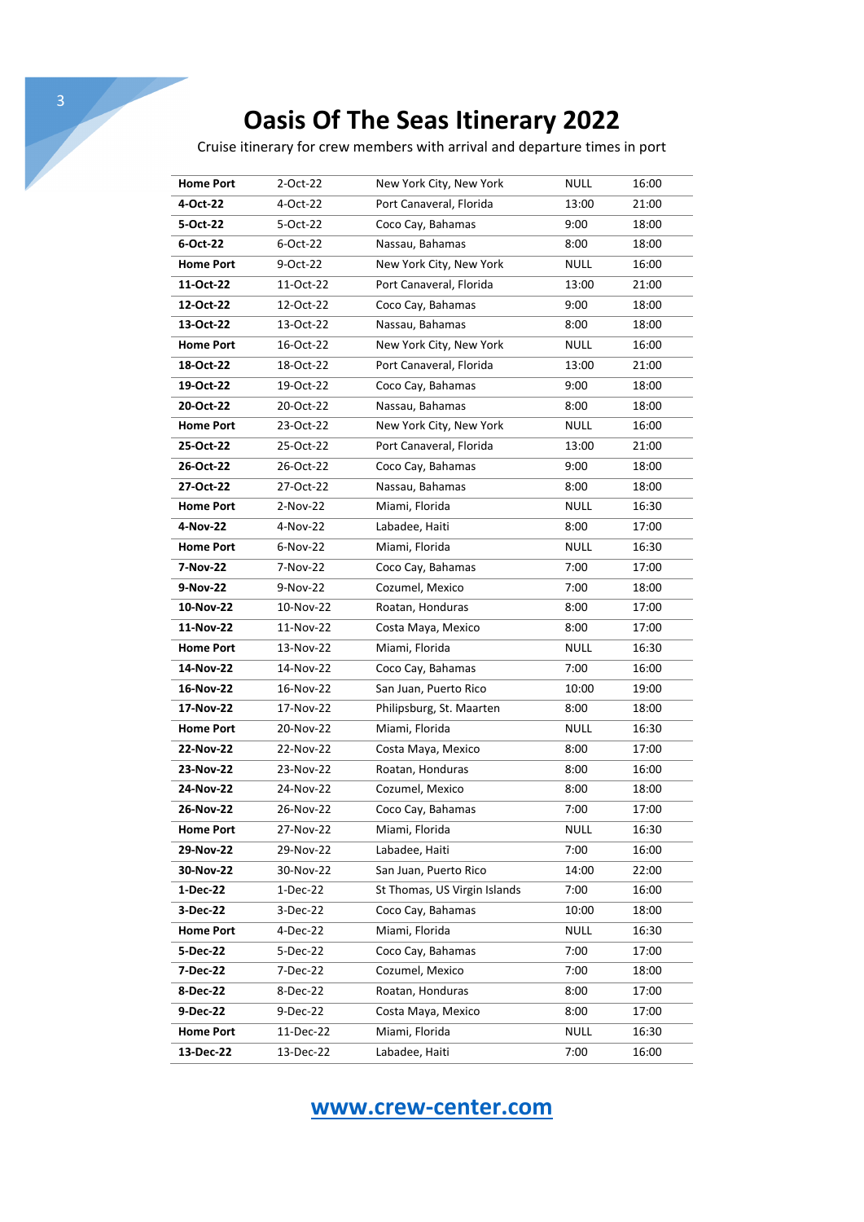# Oasis Of The Seas Itinerary 2022

Cruise itinerary for crew members with arrival and departure times in port

| | | | | |
|---|---|---|---|---|
| **Home Port** | 2-Oct-22 | New York City, New York | NULL | 16:00 |
| **4-Oct-22** | 4-Oct-22 | Port Canaveral, Florida | 13:00 | 21:00 |
| **5-Oct-22** | 5-Oct-22 | Coco Cay, Bahamas | 9:00 | 18:00 |
| **6-Oct-22** | 6-Oct-22 | Nassau, Bahamas | 8:00 | 18:00 |
| **Home Port** | 9-Oct-22 | New York City, New York | NULL | 16:00 |
| **11-Oct-22** | 11-Oct-22 | Port Canaveral, Florida | 13:00 | 21:00 |
| **12-Oct-22** | 12-Oct-22 | Coco Cay, Bahamas | 9:00 | 18:00 |
| **13-Oct-22** | 13-Oct-22 | Nassau, Bahamas | 8:00 | 18:00 |
| **Home Port** | 16-Oct-22 | New York City, New York | NULL | 16:00 |
| **18-Oct-22** | 18-Oct-22 | Port Canaveral, Florida | 13:00 | 21:00 |
| **19-Oct-22** | 19-Oct-22 | Coco Cay, Bahamas | 9:00 | 18:00 |
| **20-Oct-22** | 20-Oct-22 | Nassau, Bahamas | 8:00 | 18:00 |
| **Home Port** | 23-Oct-22 | New York City, New York | NULL | 16:00 |
| **25-Oct-22** | 25-Oct-22 | Port Canaveral, Florida | 13:00 | 21:00 |
| **26-Oct-22** | 26-Oct-22 | Coco Cay, Bahamas | 9:00 | 18:00 |
| **27-Oct-22** | 27-Oct-22 | Nassau, Bahamas | 8:00 | 18:00 |
| **Home Port** | 2-Nov-22 | Miami, Florida | NULL | 16:30 |
| **4-Nov-22** | 4-Nov-22 | Labadee, Haiti | 8:00 | 17:00 |
| **Home Port** | 6-Nov-22 | Miami, Florida | NULL | 16:30 |
| **7-Nov-22** | 7-Nov-22 | Coco Cay, Bahamas | 7:00 | 17:00 |
| **9-Nov-22** | 9-Nov-22 | Cozumel, Mexico | 7:00 | 18:00 |
| **10-Nov-22** | 10-Nov-22 | Roatan, Honduras | 8:00 | 17:00 |
| **11-Nov-22** | 11-Nov-22 | Costa Maya, Mexico | 8:00 | 17:00 |
| **Home Port** | 13-Nov-22 | Miami, Florida | NULL | 16:30 |
| **14-Nov-22** | 14-Nov-22 | Coco Cay, Bahamas | 7:00 | 16:00 |
| **16-Nov-22** | 16-Nov-22 | San Juan, Puerto Rico | 10:00 | 19:00 |
| **17-Nov-22** | 17-Nov-22 | Philipsburg, St. Maarten | 8:00 | 18:00 |
| **Home Port** | 20-Nov-22 | Miami, Florida | NULL | 16:30 |
| **22-Nov-22** | 22-Nov-22 | Costa Maya, Mexico | 8:00 | 17:00 |
| **23-Nov-22** | 23-Nov-22 | Roatan, Honduras | 8:00 | 16:00 |
| **24-Nov-22** | 24-Nov-22 | Cozumel, Mexico | 8:00 | 18:00 |
| **26-Nov-22** | 26-Nov-22 | Coco Cay, Bahamas | 7:00 | 17:00 |
| **Home Port** | 27-Nov-22 | Miami, Florida | NULL | 16:30 |
| **29-Nov-22** | 29-Nov-22 | Labadee, Haiti | 7:00 | 16:00 |
| **30-Nov-22** | 30-Nov-22 | San Juan, Puerto Rico | 14:00 | 22:00 |
| **1-Dec-22** | 1-Dec-22 | St Thomas, US Virgin Islands | 7:00 | 16:00 |
| **3-Dec-22** | 3-Dec-22 | Coco Cay, Bahamas | 10:00 | 18:00 |
| **Home Port** | 4-Dec-22 | Miami, Florida | NULL | 16:30 |
| **5-Dec-22** | 5-Dec-22 | Coco Cay, Bahamas | 7:00 | 17:00 |
| **7-Dec-22** | 7-Dec-22 | Cozumel, Mexico | 7:00 | 18:00 |
| **8-Dec-22** | 8-Dec-22 | Roatan, Honduras | 8:00 | 17:00 |
| **9-Dec-22** | 9-Dec-22 | Costa Maya, Mexico | 8:00 | 17:00 |
| **Home Port** | 11-Dec-22 | Miami, Florida | NULL | 16:30 |
| **13-Dec-22** | 13-Dec-22 | Labadee, Haiti | 7:00 | 16:00 |

**www.crew-center.com**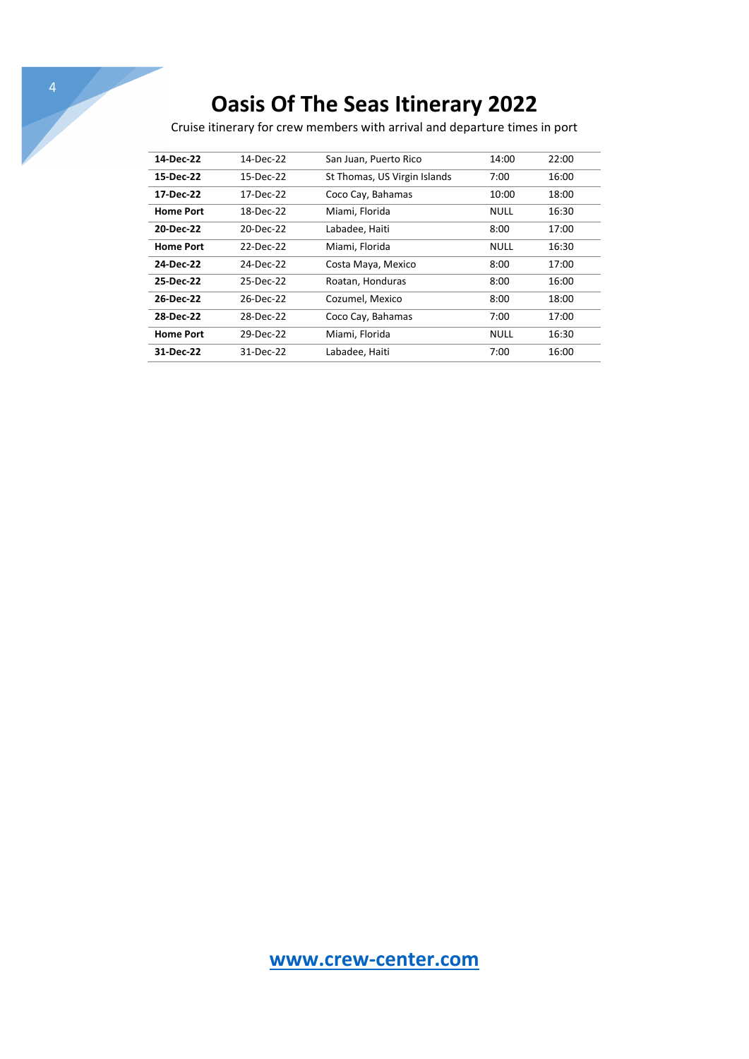# Oasis Of The Seas Itinerary 2022

Cruise itinerary for crew members with arrival and departure times in port

| | | | | |
|---|---|---|---|---|
| **14-Dec-22** | 14-Dec-22 | San Juan, Puerto Rico | 14:00 | 22:00 |
| **15-Dec-22** | 15-Dec-22 | St Thomas, US Virgin Islands | 7:00 | 16:00 |
| **17-Dec-22** | 17-Dec-22 | Coco Cay, Bahamas | 10:00 | 18:00 |
| **Home Port** | 18-Dec-22 | Miami, Florida | NULL | 16:30 |
| **20-Dec-22** | 20-Dec-22 | Labadee, Haiti | 8:00 | 17:00 |
| **Home Port** | 22-Dec-22 | Miami, Florida | NULL | 16:30 |
| **24-Dec-22** | 24-Dec-22 | Costa Maya, Mexico | 8:00 | 17:00 |
| **25-Dec-22** | 25-Dec-22 | Roatan, Honduras | 8:00 | 16:00 |
| **26-Dec-22** | 26-Dec-22 | Cozumel, Mexico | 8:00 | 18:00 |
| **28-Dec-22** | 28-Dec-22 | Coco Cay, Bahamas | 7:00 | 17:00 |
| **Home Port** | 29-Dec-22 | Miami, Florida | NULL | 16:30 |
| **31-Dec-22** | 31-Dec-22 | Labadee, Haiti | 7:00 | 16:00 |

**www.crew-center.com**